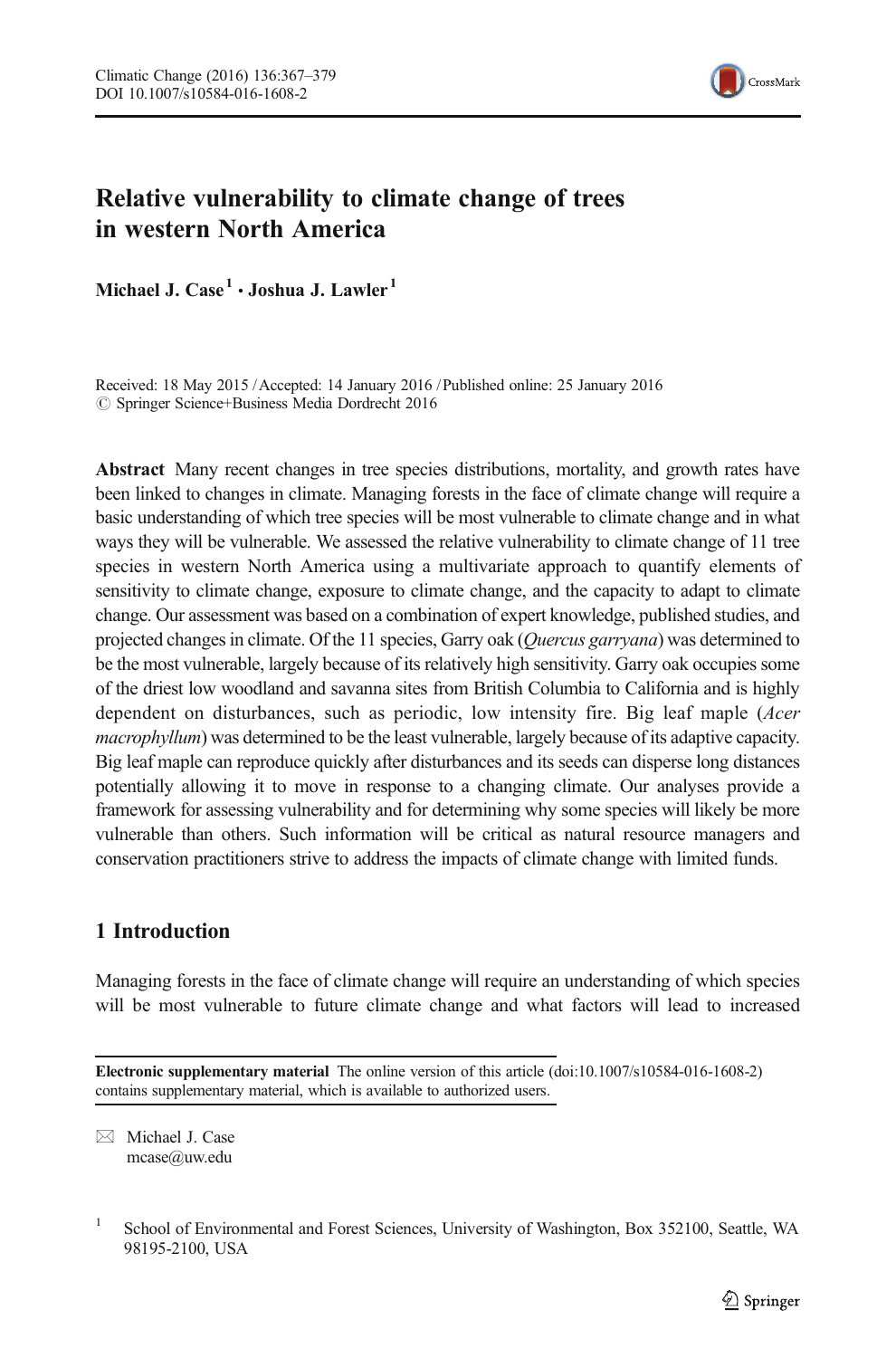# Relative vulnerability to climate change of trees in western North America

**Michael J. Case**[1] **· Joshua J. Lawler**[1]

Received: 18 May 2015 / Accepted: 14 January 2016 / Published online: 25 January 2016
© Springer Science+Business Media Dordrecht 2016

**Abstract** Many recent changes in tree species distributions, mortality, and growth rates have been linked to changes in climate. Managing forests in the face of climate change will require a basic understanding of which tree species will be most vulnerable to climate change and in what ways they will be vulnerable. We assessed the relative vulnerability to climate change of 11 tree species in western North America using a multivariate approach to quantify elements of sensitivity to climate change, exposure to climate change, and the capacity to adapt to climate change. Our assessment was based on a combination of expert knowledge, published studies, and projected changes in climate. Of the 11 species, Garry oak (*Quercus garryana*) was determined to be the most vulnerable, largely because of its relatively high sensitivity. Garry oak occupies some of the driest low woodland and savanna sites from British Columbia to California and is highly dependent on disturbances, such as periodic, low intensity fire. Big leaf maple (*Acer macrophyllum*) was determined to be the least vulnerable, largely because of its adaptive capacity. Big leaf maple can reproduce quickly after disturbances and its seeds can disperse long distances potentially allowing it to move in response to a changing climate. Our analyses provide a framework for assessing vulnerability and for determining why some species will likely be more vulnerable than others. Such information will be critical as natural resource managers and conservation practitioners strive to address the impacts of climate change with limited funds.

## 1 Introduction

Managing forests in the face of climate change will require an understanding of which species will be most vulnerable to future climate change and what factors will lead to increased

**Electronic supplementary material** The online version of this article (doi:10.1007/s10584-016-1608-2) contains supplementary material, which is available to authorized users.

✉ Michael J. Case
mcase@uw.edu

[1] School of Environmental and Forest Sciences, University of Washington, Box 352100, Seattle, WA 98195-2100, USA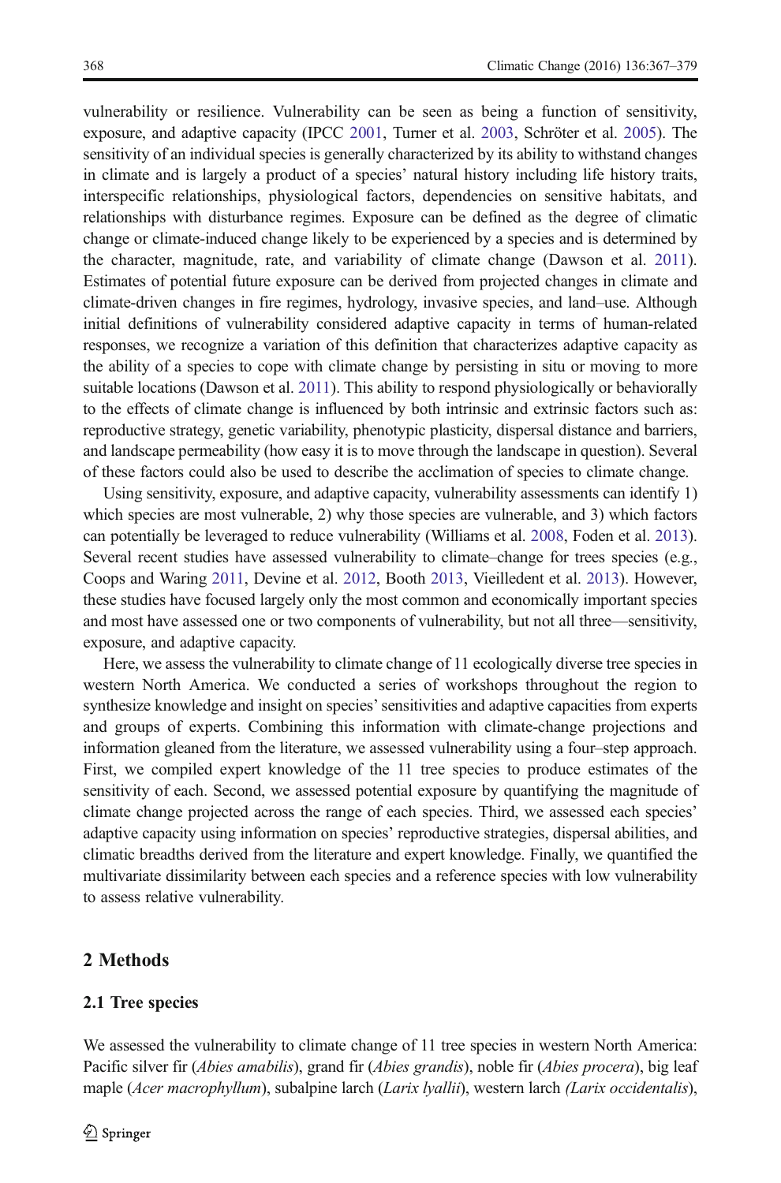vulnerability or resilience. Vulnerability can be seen as being a function of sensitivity, exposure, and adaptive capacity (IPCC 2001, Turner et al. 2003, Schröter et al. 2005). The sensitivity of an individual species is generally characterized by its ability to withstand changes in climate and is largely a product of a species' natural history including life history traits, interspecific relationships, physiological factors, dependencies on sensitive habitats, and relationships with disturbance regimes. Exposure can be defined as the degree of climatic change or climate-induced change likely to be experienced by a species and is determined by the character, magnitude, rate, and variability of climate change (Dawson et al. 2011). Estimates of potential future exposure can be derived from projected changes in climate and climate-driven changes in fire regimes, hydrology, invasive species, and land–use. Although initial definitions of vulnerability considered adaptive capacity in terms of human-related responses, we recognize a variation of this definition that characterizes adaptive capacity as the ability of a species to cope with climate change by persisting in situ or moving to more suitable locations (Dawson et al. 2011). This ability to respond physiologically or behaviorally to the effects of climate change is influenced by both intrinsic and extrinsic factors such as: reproductive strategy, genetic variability, phenotypic plasticity, dispersal distance and barriers, and landscape permeability (how easy it is to move through the landscape in question). Several of these factors could also be used to describe the acclimation of species to climate change.

Using sensitivity, exposure, and adaptive capacity, vulnerability assessments can identify 1) which species are most vulnerable, 2) why those species are vulnerable, and 3) which factors can potentially be leveraged to reduce vulnerability (Williams et al. 2008, Foden et al. 2013). Several recent studies have assessed vulnerability to climate–change for trees species (e.g., Coops and Waring 2011, Devine et al. 2012, Booth 2013, Vieilledent et al. 2013). However, these studies have focused largely only the most common and economically important species and most have assessed one or two components of vulnerability, but not all three—sensitivity, exposure, and adaptive capacity.

Here, we assess the vulnerability to climate change of 11 ecologically diverse tree species in western North America. We conducted a series of workshops throughout the region to synthesize knowledge and insight on species' sensitivities and adaptive capacities from experts and groups of experts. Combining this information with climate-change projections and information gleaned from the literature, we assessed vulnerability using a four–step approach. First, we compiled expert knowledge of the 11 tree species to produce estimates of the sensitivity of each. Second, we assessed potential exposure by quantifying the magnitude of climate change projected across the range of each species. Third, we assessed each species' adaptive capacity using information on species' reproductive strategies, dispersal abilities, and climatic breadths derived from the literature and expert knowledge. Finally, we quantified the multivariate dissimilarity between each species and a reference species with low vulnerability to assess relative vulnerability.

## 2 Methods

### 2.1 Tree species

We assessed the vulnerability to climate change of 11 tree species in western North America: Pacific silver fir (*Abies amabilis*), grand fir (*Abies grandis*), noble fir (*Abies procera*), big leaf maple (*Acer macrophyllum*), subalpine larch (*Larix lyallii*), western larch *(Larix occidentalis*),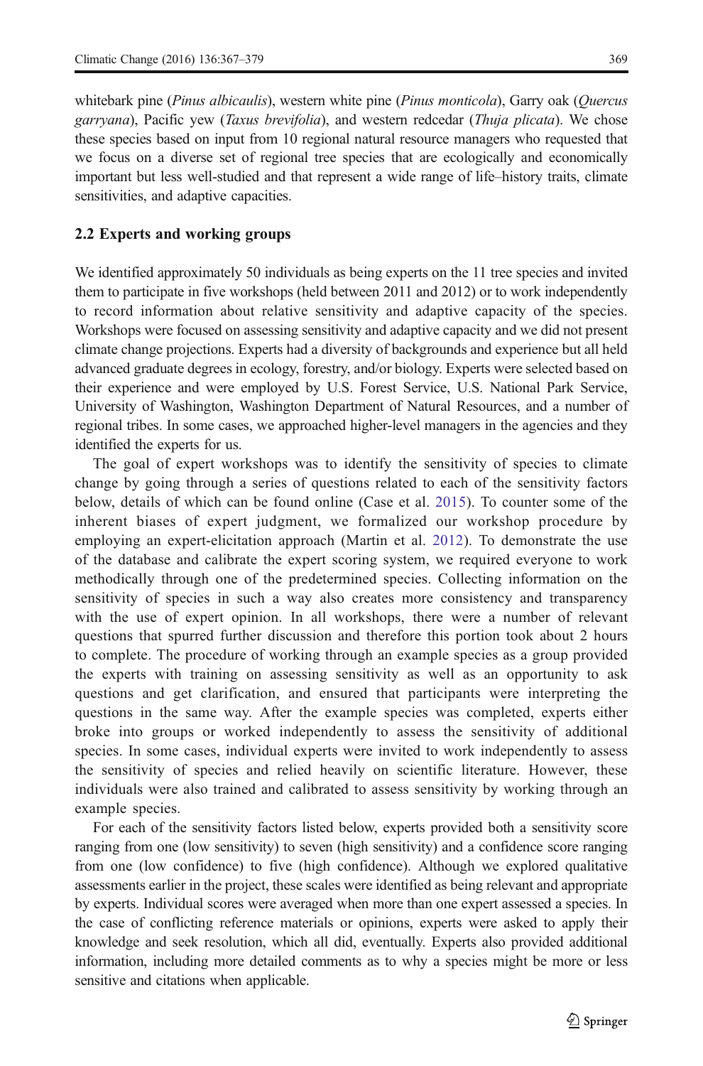whitebark pine (*Pinus albicaulis*), western white pine (*Pinus monticola*), Garry oak (*Quercus garryana*), Pacific yew (*Taxus brevifolia*), and western redcedar (*Thuja plicata*). We chose these species based on input from 10 regional natural resource managers who requested that we focus on a diverse set of regional tree species that are ecologically and economically important but less well-studied and that represent a wide range of life–history traits, climate sensitivities, and adaptive capacities.

### 2.2 Experts and working groups

We identified approximately 50 individuals as being experts on the 11 tree species and invited them to participate in five workshops (held between 2011 and 2012) or to work independently to record information about relative sensitivity and adaptive capacity of the species. Workshops were focused on assessing sensitivity and adaptive capacity and we did not present climate change projections. Experts had a diversity of backgrounds and experience but all held advanced graduate degrees in ecology, forestry, and/or biology. Experts were selected based on their experience and were employed by U.S. Forest Service, U.S. National Park Service, University of Washington, Washington Department of Natural Resources, and a number of regional tribes. In some cases, we approached higher-level managers in the agencies and they identified the experts for us.

The goal of expert workshops was to identify the sensitivity of species to climate change by going through a series of questions related to each of the sensitivity factors below, details of which can be found online (Case et al. 2015). To counter some of the inherent biases of expert judgment, we formalized our workshop procedure by employing an expert-elicitation approach (Martin et al. 2012). To demonstrate the use of the database and calibrate the expert scoring system, we required everyone to work methodically through one of the predetermined species. Collecting information on the sensitivity of species in such a way also creates more consistency and transparency with the use of expert opinion. In all workshops, there were a number of relevant questions that spurred further discussion and therefore this portion took about 2 hours to complete. The procedure of working through an example species as a group provided the experts with training on assessing sensitivity as well as an opportunity to ask questions and get clarification, and ensured that participants were interpreting the questions in the same way. After the example species was completed, experts either broke into groups or worked independently to assess the sensitivity of additional species. In some cases, individual experts were invited to work independently to assess the sensitivity of species and relied heavily on scientific literature. However, these individuals were also trained and calibrated to assess sensitivity by working through an example species.

For each of the sensitivity factors listed below, experts provided both a sensitivity score ranging from one (low sensitivity) to seven (high sensitivity) and a confidence score ranging from one (low confidence) to five (high confidence). Although we explored qualitative assessments earlier in the project, these scales were identified as being relevant and appropriate by experts. Individual scores were averaged when more than one expert assessed a species. In the case of conflicting reference materials or opinions, experts were asked to apply their knowledge and seek resolution, which all did, eventually. Experts also provided additional information, including more detailed comments as to why a species might be more or less sensitive and citations when applicable.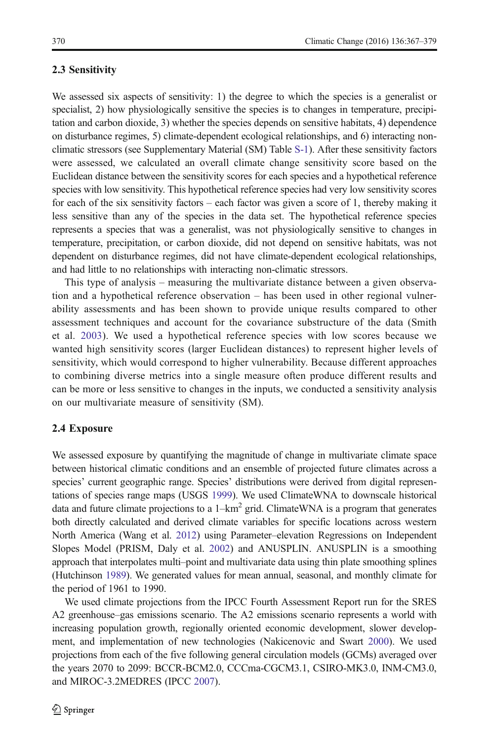### 2.3 Sensitivity

We assessed six aspects of sensitivity: 1) the degree to which the species is a generalist or specialist, 2) how physiologically sensitive the species is to changes in temperature, precipitation and carbon dioxide, 3) whether the species depends on sensitive habitats, 4) dependence on disturbance regimes, 5) climate-dependent ecological relationships, and 6) interacting non-climatic stressors (see Supplementary Material (SM) Table S-1). After these sensitivity factors were assessed, we calculated an overall climate change sensitivity score based on the Euclidean distance between the sensitivity scores for each species and a hypothetical reference species with low sensitivity. This hypothetical reference species had very low sensitivity scores for each of the six sensitivity factors – each factor was given a score of 1, thereby making it less sensitive than any of the species in the data set. The hypothetical reference species represents a species that was a generalist, was not physiologically sensitive to changes in temperature, precipitation, or carbon dioxide, did not depend on sensitive habitats, was not dependent on disturbance regimes, did not have climate-dependent ecological relationships, and had little to no relationships with interacting non-climatic stressors.

This type of analysis – measuring the multivariate distance between a given observation and a hypothetical reference observation – has been used in other regional vulnerability assessments and has been shown to provide unique results compared to other assessment techniques and account for the covariance substructure of the data (Smith et al. 2003). We used a hypothetical reference species with low scores because we wanted high sensitivity scores (larger Euclidean distances) to represent higher levels of sensitivity, which would correspond to higher vulnerability. Because different approaches to combining diverse metrics into a single measure often produce different results and can be more or less sensitive to changes in the inputs, we conducted a sensitivity analysis on our multivariate measure of sensitivity (SM).

### 2.4 Exposure

We assessed exposure by quantifying the magnitude of change in multivariate climate space between historical climatic conditions and an ensemble of projected future climates across a species' current geographic range. Species' distributions were derived from digital representations of species range maps (USGS 1999). We used ClimateWNA to downscale historical data and future climate projections to a 1–km$^2$ grid. ClimateWNA is a program that generates both directly calculated and derived climate variables for specific locations across western North America (Wang et al. 2012) using Parameter–elevation Regressions on Independent Slopes Model (PRISM, Daly et al. 2002) and ANUSPLIN. ANUSPLIN is a smoothing approach that interpolates multi–point and multivariate data using thin plate smoothing splines (Hutchinson 1989). We generated values for mean annual, seasonal, and monthly climate for the period of 1961 to 1990.

We used climate projections from the IPCC Fourth Assessment Report run for the SRES A2 greenhouse–gas emissions scenario. The A2 emissions scenario represents a world with increasing population growth, regionally oriented economic development, slower development, and implementation of new technologies (Nakicenovic and Swart 2000). We used projections from each of the five following general circulation models (GCMs) averaged over the years 2070 to 2099: BCCR-BCM2.0, CCCma-CGCM3.1, CSIRO-MK3.0, INM-CM3.0, and MIROC-3.2MEDRES (IPCC 2007).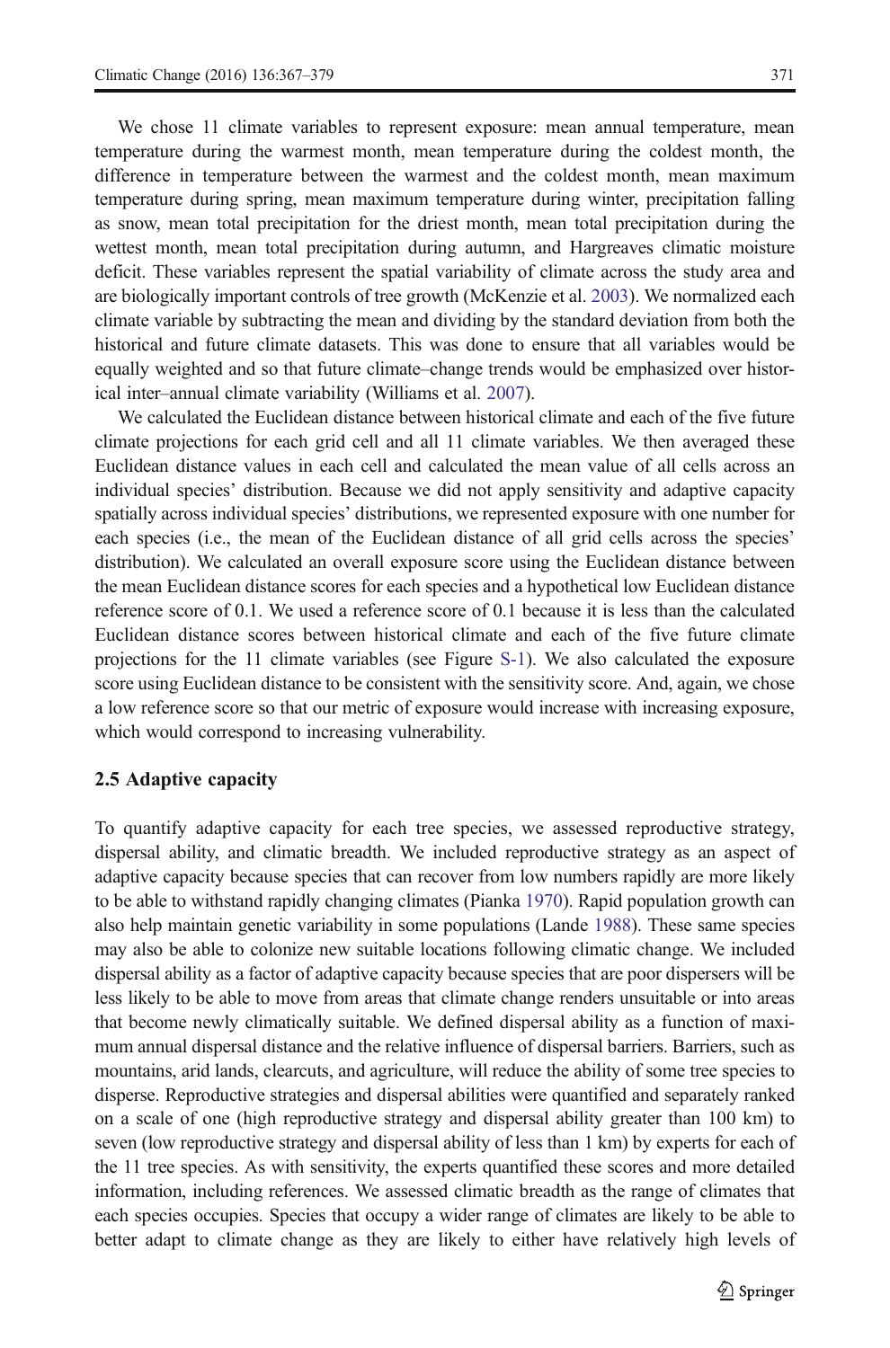We chose 11 climate variables to represent exposure: mean annual temperature, mean temperature during the warmest month, mean temperature during the coldest month, the difference in temperature between the warmest and the coldest month, mean maximum temperature during spring, mean maximum temperature during winter, precipitation falling as snow, mean total precipitation for the driest month, mean total precipitation during the wettest month, mean total precipitation during autumn, and Hargreaves climatic moisture deficit. These variables represent the spatial variability of climate across the study area and are biologically important controls of tree growth (McKenzie et al. 2003). We normalized each climate variable by subtracting the mean and dividing by the standard deviation from both the historical and future climate datasets. This was done to ensure that all variables would be equally weighted and so that future climate–change trends would be emphasized over historical inter–annual climate variability (Williams et al. 2007).

We calculated the Euclidean distance between historical climate and each of the five future climate projections for each grid cell and all 11 climate variables. We then averaged these Euclidean distance values in each cell and calculated the mean value of all cells across an individual species' distribution. Because we did not apply sensitivity and adaptive capacity spatially across individual species' distributions, we represented exposure with one number for each species (i.e., the mean of the Euclidean distance of all grid cells across the species' distribution). We calculated an overall exposure score using the Euclidean distance between the mean Euclidean distance scores for each species and a hypothetical low Euclidean distance reference score of 0.1. We used a reference score of 0.1 because it is less than the calculated Euclidean distance scores between historical climate and each of the five future climate projections for the 11 climate variables (see Figure S-1). We also calculated the exposure score using Euclidean distance to be consistent with the sensitivity score. And, again, we chose a low reference score so that our metric of exposure would increase with increasing exposure, which would correspond to increasing vulnerability.

### 2.5 Adaptive capacity

To quantify adaptive capacity for each tree species, we assessed reproductive strategy, dispersal ability, and climatic breadth. We included reproductive strategy as an aspect of adaptive capacity because species that can recover from low numbers rapidly are more likely to be able to withstand rapidly changing climates (Pianka 1970). Rapid population growth can also help maintain genetic variability in some populations (Lande 1988). These same species may also be able to colonize new suitable locations following climatic change. We included dispersal ability as a factor of adaptive capacity because species that are poor dispersers will be less likely to be able to move from areas that climate change renders unsuitable or into areas that become newly climatically suitable. We defined dispersal ability as a function of maximum annual dispersal distance and the relative influence of dispersal barriers. Barriers, such as mountains, arid lands, clearcuts, and agriculture, will reduce the ability of some tree species to disperse. Reproductive strategies and dispersal abilities were quantified and separately ranked on a scale of one (high reproductive strategy and dispersal ability greater than 100 km) to seven (low reproductive strategy and dispersal ability of less than 1 km) by experts for each of the 11 tree species. As with sensitivity, the experts quantified these scores and more detailed information, including references. We assessed climatic breadth as the range of climates that each species occupies. Species that occupy a wider range of climates are likely to be able to better adapt to climate change as they are likely to either have relatively high levels of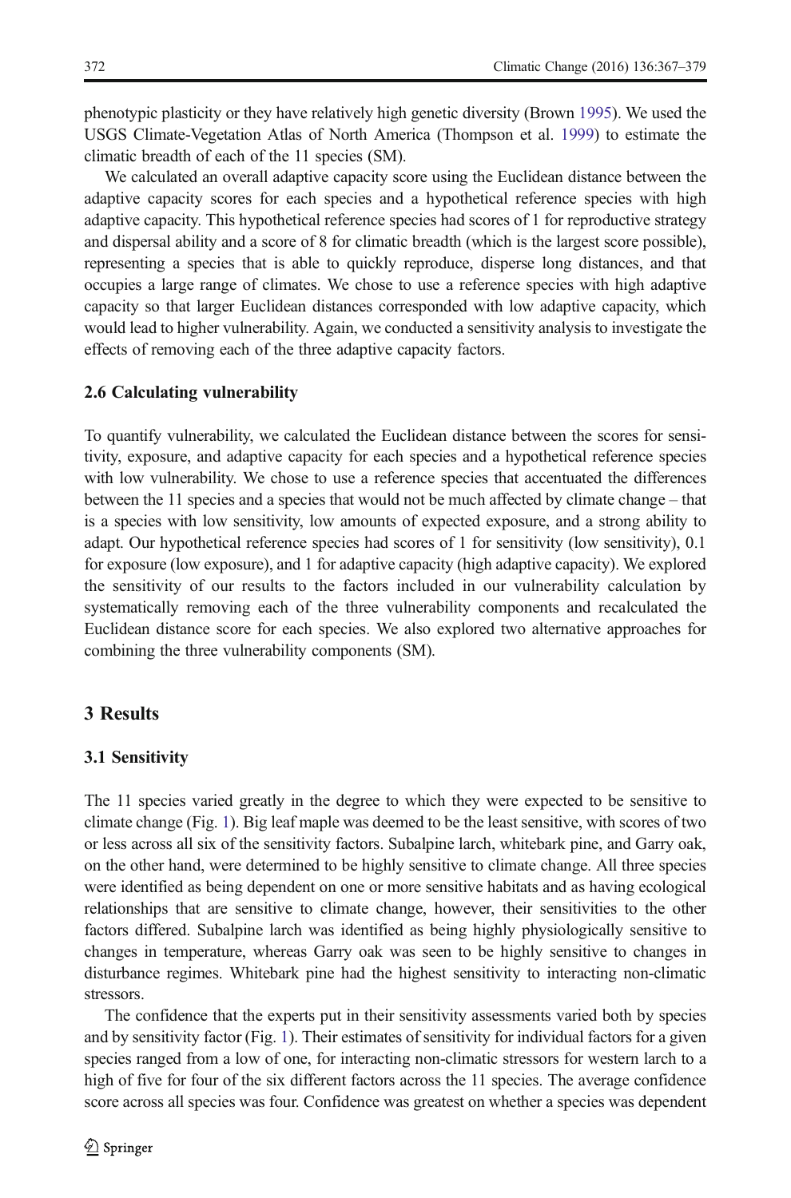phenotypic plasticity or they have relatively high genetic diversity (Brown 1995). We used the USGS Climate-Vegetation Atlas of North America (Thompson et al. 1999) to estimate the climatic breadth of each of the 11 species (SM).

We calculated an overall adaptive capacity score using the Euclidean distance between the adaptive capacity scores for each species and a hypothetical reference species with high adaptive capacity. This hypothetical reference species had scores of 1 for reproductive strategy and dispersal ability and a score of 8 for climatic breadth (which is the largest score possible), representing a species that is able to quickly reproduce, disperse long distances, and that occupies a large range of climates. We chose to use a reference species with high adaptive capacity so that larger Euclidean distances corresponded with low adaptive capacity, which would lead to higher vulnerability. Again, we conducted a sensitivity analysis to investigate the effects of removing each of the three adaptive capacity factors.

### 2.6 Calculating vulnerability

To quantify vulnerability, we calculated the Euclidean distance between the scores for sensitivity, exposure, and adaptive capacity for each species and a hypothetical reference species with low vulnerability. We chose to use a reference species that accentuated the differences between the 11 species and a species that would not be much affected by climate change – that is a species with low sensitivity, low amounts of expected exposure, and a strong ability to adapt. Our hypothetical reference species had scores of 1 for sensitivity (low sensitivity), 0.1 for exposure (low exposure), and 1 for adaptive capacity (high adaptive capacity). We explored the sensitivity of our results to the factors included in our vulnerability calculation by systematically removing each of the three vulnerability components and recalculated the Euclidean distance score for each species. We also explored two alternative approaches for combining the three vulnerability components (SM).

## 3 Results

### 3.1 Sensitivity

The 11 species varied greatly in the degree to which they were expected to be sensitive to climate change (Fig. 1). Big leaf maple was deemed to be the least sensitive, with scores of two or less across all six of the sensitivity factors. Subalpine larch, whitebark pine, and Garry oak, on the other hand, were determined to be highly sensitive to climate change. All three species were identified as being dependent on one or more sensitive habitats and as having ecological relationships that are sensitive to climate change, however, their sensitivities to the other factors differed. Subalpine larch was identified as being highly physiologically sensitive to changes in temperature, whereas Garry oak was seen to be highly sensitive to changes in disturbance regimes. Whitebark pine had the highest sensitivity to interacting non-climatic stressors.

The confidence that the experts put in their sensitivity assessments varied both by species and by sensitivity factor (Fig. 1). Their estimates of sensitivity for individual factors for a given species ranged from a low of one, for interacting non-climatic stressors for western larch to a high of five for four of the six different factors across the 11 species. The average confidence score across all species was four. Confidence was greatest on whether a species was dependent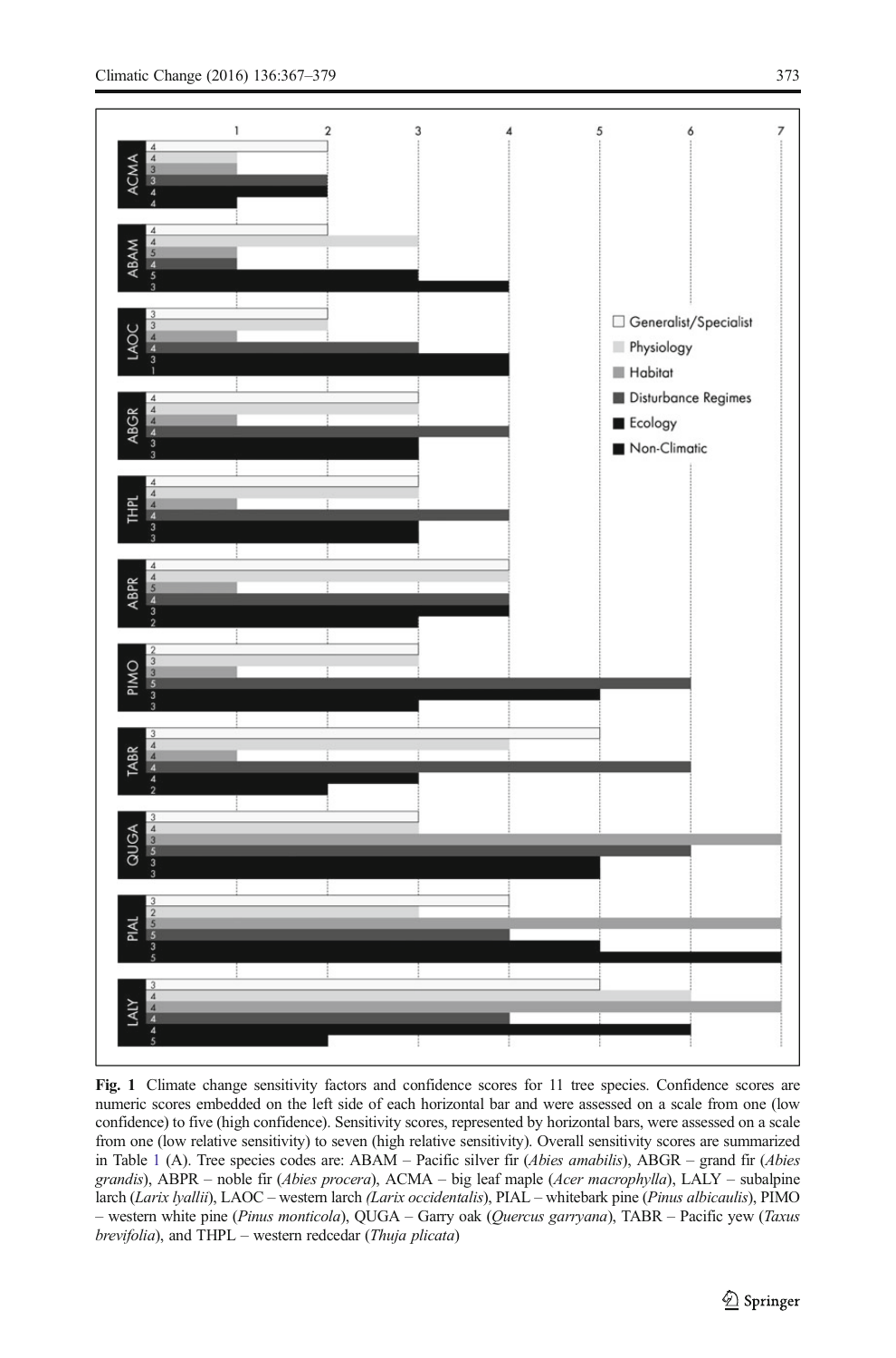**Fig. 1** Climate change sensitivity factors and confidence scores for 11 tree species. Confidence scores are numeric scores embedded on the left side of each horizontal bar and were assessed on a scale from one (low confidence) to five (high confidence). Sensitivity scores, represented by horizontal bars, were assessed on a scale from one (low relative sensitivity) to seven (high relative sensitivity). Overall sensitivity scores are summarized in Table 1 (A). Tree species codes are: ABAM – Pacific silver fir (*Abies amabilis*), ABGR – grand fir (*Abies grandis*), ABPR – noble fir (*Abies procera*), ACMA – big leaf maple (*Acer macrophylla*), LALY – subalpine larch (*Larix lyallii*), LAOC – western larch (*Larix occidentalis*), PIAL – whitebark pine (*Pinus albicaulis*), PIMO – western white pine (*Pinus monticola*), QUGA – Garry oak (*Quercus garryana*), TABR – Pacific yew (*Taxus brevifolia*), and THPL – western redcedar (*Thuja plicata*)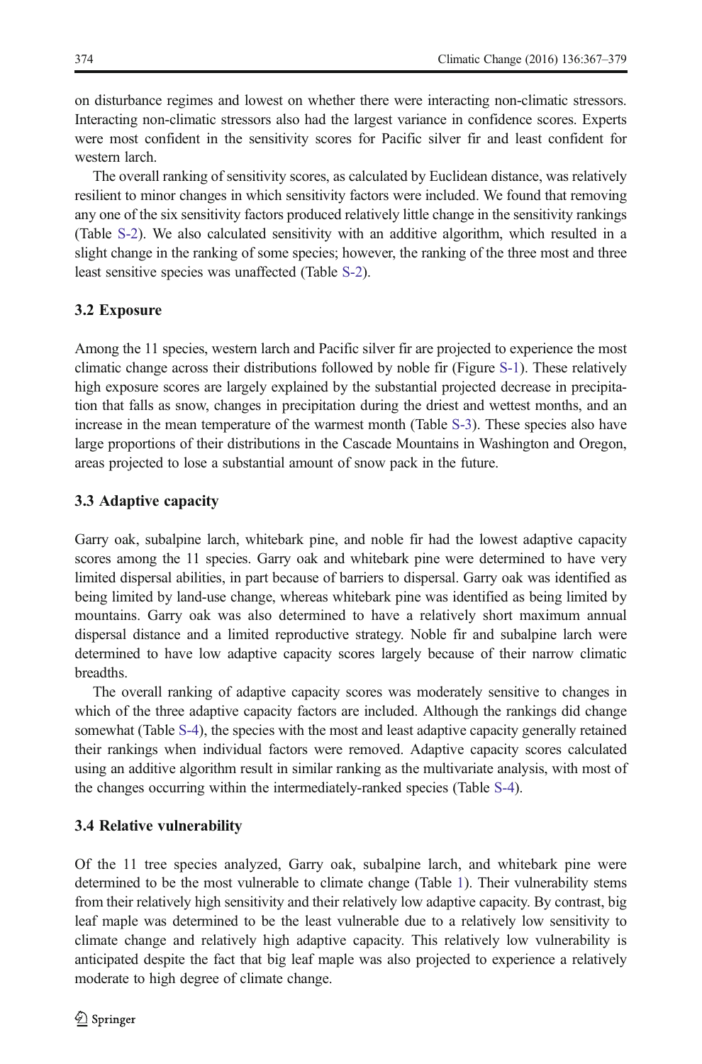on disturbance regimes and lowest on whether there were interacting non-climatic stressors. Interacting non-climatic stressors also had the largest variance in confidence scores. Experts were most confident in the sensitivity scores for Pacific silver fir and least confident for western larch.

The overall ranking of sensitivity scores, as calculated by Euclidean distance, was relatively resilient to minor changes in which sensitivity factors were included. We found that removing any one of the six sensitivity factors produced relatively little change in the sensitivity rankings (Table S-2). We also calculated sensitivity with an additive algorithm, which resulted in a slight change in the ranking of some species; however, the ranking of the three most and three least sensitive species was unaffected (Table S-2).

### 3.2 Exposure

Among the 11 species, western larch and Pacific silver fir are projected to experience the most climatic change across their distributions followed by noble fir (Figure S-1). These relatively high exposure scores are largely explained by the substantial projected decrease in precipitation that falls as snow, changes in precipitation during the driest and wettest months, and an increase in the mean temperature of the warmest month (Table S-3). These species also have large proportions of their distributions in the Cascade Mountains in Washington and Oregon, areas projected to lose a substantial amount of snow pack in the future.

### 3.3 Adaptive capacity

Garry oak, subalpine larch, whitebark pine, and noble fir had the lowest adaptive capacity scores among the 11 species. Garry oak and whitebark pine were determined to have very limited dispersal abilities, in part because of barriers to dispersal. Garry oak was identified as being limited by land-use change, whereas whitebark pine was identified as being limited by mountains. Garry oak was also determined to have a relatively short maximum annual dispersal distance and a limited reproductive strategy. Noble fir and subalpine larch were determined to have low adaptive capacity scores largely because of their narrow climatic breadths.

The overall ranking of adaptive capacity scores was moderately sensitive to changes in which of the three adaptive capacity factors are included. Although the rankings did change somewhat (Table S-4), the species with the most and least adaptive capacity generally retained their rankings when individual factors were removed. Adaptive capacity scores calculated using an additive algorithm result in similar ranking as the multivariate analysis, with most of the changes occurring within the intermediately-ranked species (Table S-4).

### 3.4 Relative vulnerability

Of the 11 tree species analyzed, Garry oak, subalpine larch, and whitebark pine were determined to be the most vulnerable to climate change (Table 1). Their vulnerability stems from their relatively high sensitivity and their relatively low adaptive capacity. By contrast, big leaf maple was determined to be the least vulnerable due to a relatively low sensitivity to climate change and relatively high adaptive capacity. This relatively low vulnerability is anticipated despite the fact that big leaf maple was also projected to experience a relatively moderate to high degree of climate change.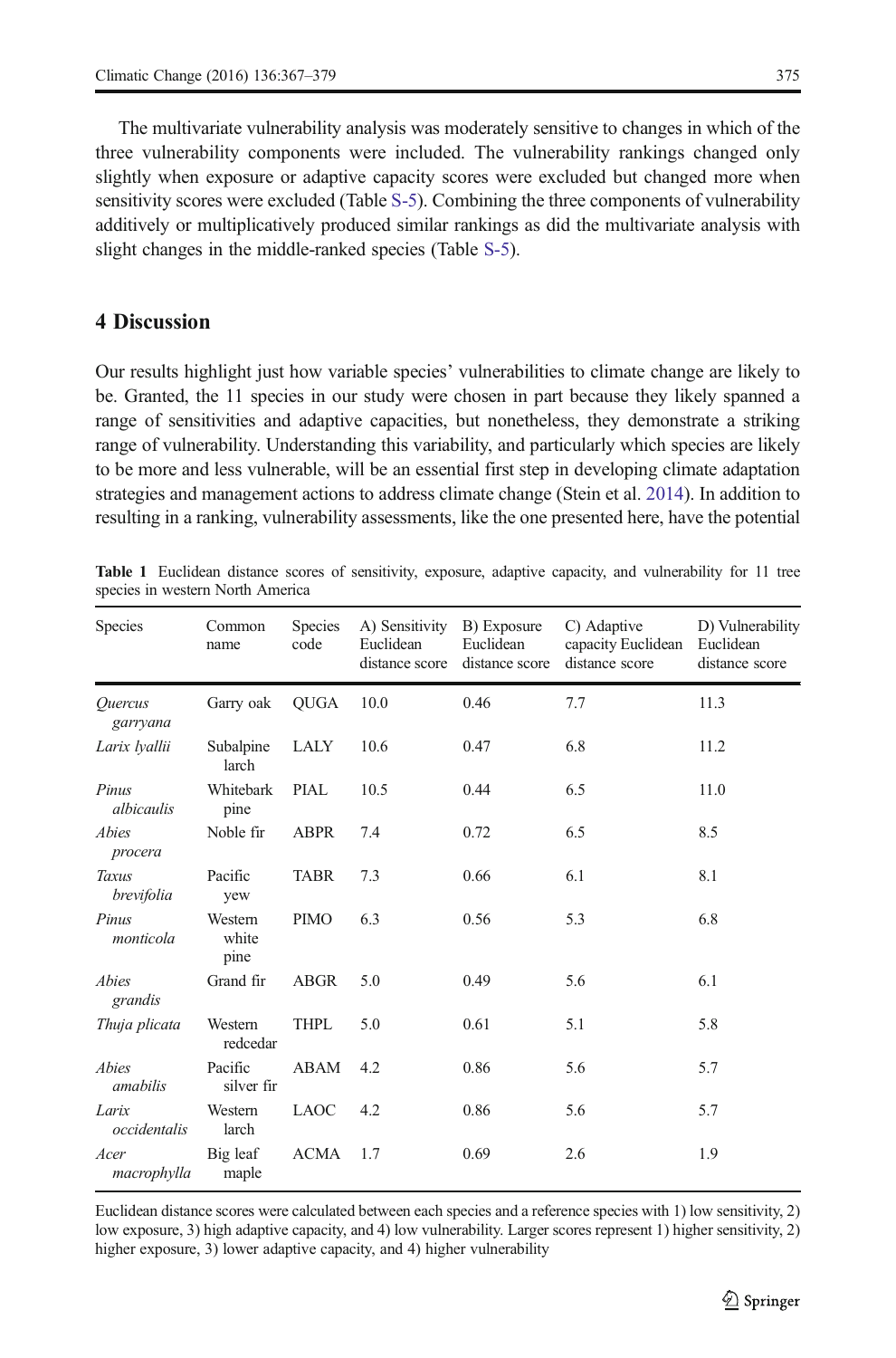The multivariate vulnerability analysis was moderately sensitive to changes in which of the three vulnerability components were included. The vulnerability rankings changed only slightly when exposure or adaptive capacity scores were excluded but changed more when sensitivity scores were excluded (Table S-5). Combining the three components of vulnerability additively or multiplicatively produced similar rankings as did the multivariate analysis with slight changes in the middle-ranked species (Table S-5).

## 4 Discussion

Our results highlight just how variable species' vulnerabilities to climate change are likely to be. Granted, the 11 species in our study were chosen in part because they likely spanned a range of sensitivities and adaptive capacities, but nonetheless, they demonstrate a striking range of vulnerability. Understanding this variability, and particularly which species are likely to be more and less vulnerable, will be an essential first step in developing climate adaptation strategies and management actions to address climate change (Stein et al. 2014). In addition to resulting in a ranking, vulnerability assessments, like the one presented here, have the potential

**Table 1** Euclidean distance scores of sensitivity, exposure, adaptive capacity, and vulnerability for 11 tree species in western North America

| Species | Common name | Species code | A) Sensitivity Euclidean distance score | B) Exposure Euclidean distance score | C) Adaptive capacity Euclidean distance score | D) Vulnerability Euclidean distance score |
|---|---|---|---|---|---|---|
| *Quercus garryana* | Garry oak | QUGA | 10.0 | 0.46 | 7.7 | 11.3 |
| *Larix lyallii* | Subalpine larch | LALY | 10.6 | 0.47 | 6.8 | 11.2 |
| *Pinus albicaulis* | Whitebark pine | PIAL | 10.5 | 0.44 | 6.5 | 11.0 |
| *Abies procera* | Noble fir | ABPR | 7.4 | 0.72 | 6.5 | 8.5 |
| *Taxus brevifolia* | Pacific yew | TABR | 7.3 | 0.66 | 6.1 | 8.1 |
| *Pinus monticola* | Western white pine | PIMO | 6.3 | 0.56 | 5.3 | 6.8 |
| *Abies grandis* | Grand fir | ABGR | 5.0 | 0.49 | 5.6 | 6.1 |
| *Thuja plicata* | Western redcedar | THPL | 5.0 | 0.61 | 5.1 | 5.8 |
| *Abies amabilis* | Pacific silver fir | ABAM | 4.2 | 0.86 | 5.6 | 5.7 |
| *Larix occidentalis* | Western larch | LAOC | 4.2 | 0.86 | 5.6 | 5.7 |
| *Acer macrophylla* | Big leaf maple | ACMA | 1.7 | 0.69 | 2.6 | 1.9 |

Euclidean distance scores were calculated between each species and a reference species with 1) low sensitivity, 2) low exposure, 3) high adaptive capacity, and 4) low vulnerability. Larger scores represent 1) higher sensitivity, 2) higher exposure, 3) lower adaptive capacity, and 4) higher vulnerability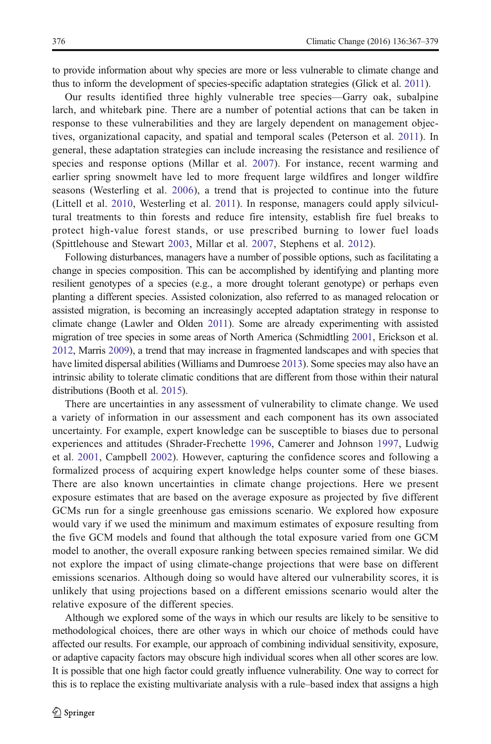to provide information about why species are more or less vulnerable to climate change and thus to inform the development of species-specific adaptation strategies (Glick et al. 2011).

Our results identified three highly vulnerable tree species—Garry oak, subalpine larch, and whitebark pine. There are a number of potential actions that can be taken in response to these vulnerabilities and they are largely dependent on management objectives, organizational capacity, and spatial and temporal scales (Peterson et al. 2011). In general, these adaptation strategies can include increasing the resistance and resilience of species and response options (Millar et al. 2007). For instance, recent warming and earlier spring snowmelt have led to more frequent large wildfires and longer wildfire seasons (Westerling et al. 2006), a trend that is projected to continue into the future (Littell et al. 2010, Westerling et al. 2011). In response, managers could apply silvicultural treatments to thin forests and reduce fire intensity, establish fire fuel breaks to protect high-value forest stands, or use prescribed burning to lower fuel loads (Spittlehouse and Stewart 2003, Millar et al. 2007, Stephens et al. 2012).

Following disturbances, managers have a number of possible options, such as facilitating a change in species composition. This can be accomplished by identifying and planting more resilient genotypes of a species (e.g., a more drought tolerant genotype) or perhaps even planting a different species. Assisted colonization, also referred to as managed relocation or assisted migration, is becoming an increasingly accepted adaptation strategy in response to climate change (Lawler and Olden 2011). Some are already experimenting with assisted migration of tree species in some areas of North America (Schmidtling 2001, Erickson et al. 2012, Marris 2009), a trend that may increase in fragmented landscapes and with species that have limited dispersal abilities (Williams and Dumroese 2013). Some species may also have an intrinsic ability to tolerate climatic conditions that are different from those within their natural distributions (Booth et al. 2015).

There are uncertainties in any assessment of vulnerability to climate change. We used a variety of information in our assessment and each component has its own associated uncertainty. For example, expert knowledge can be susceptible to biases due to personal experiences and attitudes (Shrader-Frechette 1996, Camerer and Johnson 1997, Ludwig et al. 2001, Campbell 2002). However, capturing the confidence scores and following a formalized process of acquiring expert knowledge helps counter some of these biases. There are also known uncertainties in climate change projections. Here we present exposure estimates that are based on the average exposure as projected by five different GCMs run for a single greenhouse gas emissions scenario. We explored how exposure would vary if we used the minimum and maximum estimates of exposure resulting from the five GCM models and found that although the total exposure varied from one GCM model to another, the overall exposure ranking between species remained similar. We did not explore the impact of using climate-change projections that were base on different emissions scenarios. Although doing so would have altered our vulnerability scores, it is unlikely that using projections based on a different emissions scenario would alter the relative exposure of the different species.

Although we explored some of the ways in which our results are likely to be sensitive to methodological choices, there are other ways in which our choice of methods could have affected our results. For example, our approach of combining individual sensitivity, exposure, or adaptive capacity factors may obscure high individual scores when all other scores are low. It is possible that one high factor could greatly influence vulnerability. One way to correct for this is to replace the existing multivariate analysis with a rule–based index that assigns a high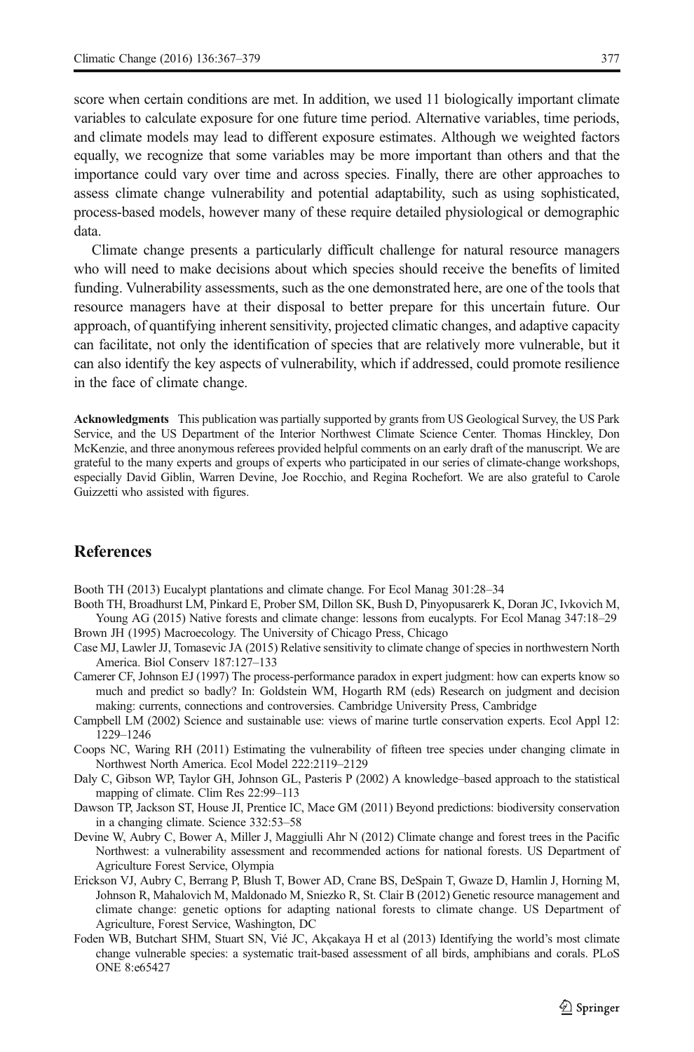score when certain conditions are met. In addition, we used 11 biologically important climate variables to calculate exposure for one future time period. Alternative variables, time periods, and climate models may lead to different exposure estimates. Although we weighted factors equally, we recognize that some variables may be more important than others and that the importance could vary over time and across species. Finally, there are other approaches to assess climate change vulnerability and potential adaptability, such as using sophisticated, process-based models, however many of these require detailed physiological or demographic data.

Climate change presents a particularly difficult challenge for natural resource managers who will need to make decisions about which species should receive the benefits of limited funding. Vulnerability assessments, such as the one demonstrated here, are one of the tools that resource managers have at their disposal to better prepare for this uncertain future. Our approach, of quantifying inherent sensitivity, projected climatic changes, and adaptive capacity can facilitate, not only the identification of species that are relatively more vulnerable, but it can also identify the key aspects of vulnerability, which if addressed, could promote resilience in the face of climate change.

**Acknowledgments** This publication was partially supported by grants from US Geological Survey, the US Park Service, and the US Department of the Interior Northwest Climate Science Center. Thomas Hinckley, Don McKenzie, and three anonymous referees provided helpful comments on an early draft of the manuscript. We are grateful to the many experts and groups of experts who participated in our series of climate-change workshops, especially David Giblin, Warren Devine, Joe Rocchio, and Regina Rochefort. We are also grateful to Carole Guizzetti who assisted with figures.

## References

Booth TH (2013) Eucalypt plantations and climate change. For Ecol Manag 301:28–34

Booth TH, Broadhurst LM, Pinkard E, Prober SM, Dillon SK, Bush D, Pinyopusarerk K, Doran JC, Ivkovich M, Young AG (2015) Native forests and climate change: lessons from eucalypts. For Ecol Manag 347:18–29

Brown JH (1995) Macroecology. The University of Chicago Press, Chicago

Case MJ, Lawler JJ, Tomasevic JA (2015) Relative sensitivity to climate change of species in northwestern North America. Biol Conserv 187:127–133

Camerer CF, Johnson EJ (1997) The process-performance paradox in expert judgment: how can experts know so much and predict so badly? In: Goldstein WM, Hogarth RM (eds) Research on judgment and decision making: currents, connections and controversies. Cambridge University Press, Cambridge

Campbell LM (2002) Science and sustainable use: views of marine turtle conservation experts. Ecol Appl 12: 1229–1246

Coops NC, Waring RH (2011) Estimating the vulnerability of fifteen tree species under changing climate in Northwest North America. Ecol Model 222:2119–2129

Daly C, Gibson WP, Taylor GH, Johnson GL, Pasteris P (2002) A knowledge–based approach to the statistical mapping of climate. Clim Res 22:99–113

Dawson TP, Jackson ST, House JI, Prentice IC, Mace GM (2011) Beyond predictions: biodiversity conservation in a changing climate. Science 332:53–58

Devine W, Aubry C, Bower A, Miller J, Maggiulli Ahr N (2012) Climate change and forest trees in the Pacific Northwest: a vulnerability assessment and recommended actions for national forests. US Department of Agriculture Forest Service, Olympia

Erickson VJ, Aubry C, Berrang P, Blush T, Bower AD, Crane BS, DeSpain T, Gwaze D, Hamlin J, Horning M, Johnson R, Mahalovich M, Maldonado M, Sniezko R, St. Clair B (2012) Genetic resource management and climate change: genetic options for adapting national forests to climate change. US Department of Agriculture, Forest Service, Washington, DC

Foden WB, Butchart SHM, Stuart SN, Vié JC, Akçakaya H et al (2013) Identifying the world's most climate change vulnerable species: a systematic trait-based assessment of all birds, amphibians and corals. PLoS ONE 8:e65427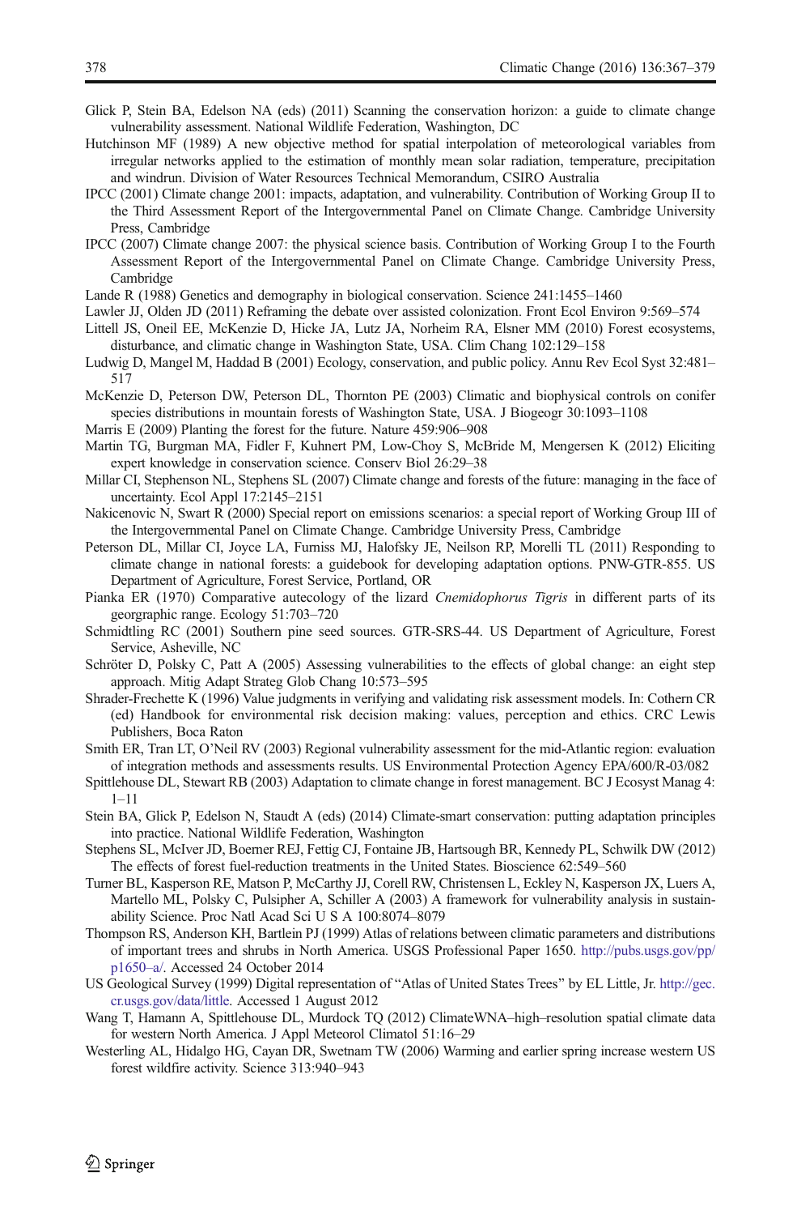Glick P, Stein BA, Edelson NA (eds) (2011) Scanning the conservation horizon: a guide to climate change vulnerability assessment. National Wildlife Federation, Washington, DC

Hutchinson MF (1989) A new objective method for spatial interpolation of meteorological variables from irregular networks applied to the estimation of monthly mean solar radiation, temperature, precipitation and windrun. Division of Water Resources Technical Memorandum, CSIRO Australia

IPCC (2001) Climate change 2001: impacts, adaptation, and vulnerability. Contribution of Working Group II to the Third Assessment Report of the Intergovernmental Panel on Climate Change. Cambridge University Press, Cambridge

IPCC (2007) Climate change 2007: the physical science basis. Contribution of Working Group I to the Fourth Assessment Report of the Intergovernmental Panel on Climate Change. Cambridge University Press, Cambridge

Lande R (1988) Genetics and demography in biological conservation. Science 241:1455–1460

Lawler JJ, Olden JD (2011) Reframing the debate over assisted colonization. Front Ecol Environ 9:569–574

Littell JS, Oneil EE, McKenzie D, Hicke JA, Lutz JA, Norheim RA, Elsner MM (2010) Forest ecosystems, disturbance, and climatic change in Washington State, USA. Clim Chang 102:129–158

Ludwig D, Mangel M, Haddad B (2001) Ecology, conservation, and public policy. Annu Rev Ecol Syst 32:481–517

McKenzie D, Peterson DW, Peterson DL, Thornton PE (2003) Climatic and biophysical controls on conifer species distributions in mountain forests of Washington State, USA. J Biogeogr 30:1093–1108

Marris E (2009) Planting the forest for the future. Nature 459:906–908

Martin TG, Burgman MA, Fidler F, Kuhnert PM, Low-Choy S, McBride M, Mengersen K (2012) Eliciting expert knowledge in conservation science. Conserv Biol 26:29–38

Millar CI, Stephenson NL, Stephens SL (2007) Climate change and forests of the future: managing in the face of uncertainty. Ecol Appl 17:2145–2151

Nakicenovic N, Swart R (2000) Special report on emissions scenarios: a special report of Working Group III of the Intergovernmental Panel on Climate Change. Cambridge University Press, Cambridge

Peterson DL, Millar CI, Joyce LA, Furniss MJ, Halofsky JE, Neilson RP, Morelli TL (2011) Responding to climate change in national forests: a guidebook for developing adaptation options. PNW-GTR-855. US Department of Agriculture, Forest Service, Portland, OR

Pianka ER (1970) Comparative autecology of the lizard *Cnemidophorus Tigris* in different parts of its georgraphic range. Ecology 51:703–720

Schmidtling RC (2001) Southern pine seed sources. GTR-SRS-44. US Department of Agriculture, Forest Service, Asheville, NC

Schröter D, Polsky C, Patt A (2005) Assessing vulnerabilities to the effects of global change: an eight step approach. Mitig Adapt Strateg Glob Chang 10:573–595

Shrader-Frechette K (1996) Value judgments in verifying and validating risk assessment models. In: Cothern CR (ed) Handbook for environmental risk decision making: values, perception and ethics. CRC Lewis Publishers, Boca Raton

Smith ER, Tran LT, O'Neil RV (2003) Regional vulnerability assessment for the mid-Atlantic region: evaluation of integration methods and assessments results. US Environmental Protection Agency EPA/600/R-03/082

Spittlehouse DL, Stewart RB (2003) Adaptation to climate change in forest management. BC J Ecosyst Manag 4:1–11

Stein BA, Glick P, Edelson N, Staudt A (eds) (2014) Climate-smart conservation: putting adaptation principles into practice. National Wildlife Federation, Washington

Stephens SL, McIver JD, Boerner REJ, Fettig CJ, Fontaine JB, Hartsough BR, Kennedy PL, Schwilk DW (2012) The effects of forest fuel-reduction treatments in the United States. Bioscience 62:549–560

Turner BL, Kasperson RE, Matson P, McCarthy JJ, Corell RW, Christensen L, Eckley N, Kasperson JX, Luers A, Martello ML, Polsky C, Pulsipher A, Schiller A (2003) A framework for vulnerability analysis in sustainability Science. Proc Natl Acad Sci U S A 100:8074–8079

Thompson RS, Anderson KH, Bartlein PJ (1999) Atlas of relations between climatic parameters and distributions of important trees and shrubs in North America. USGS Professional Paper 1650. http://pubs.usgs.gov/pp/p1650–a/. Accessed 24 October 2014

US Geological Survey (1999) Digital representation of "Atlas of United States Trees" by EL Little, Jr. http://gec.cr.usgs.gov/data/little. Accessed 1 August 2012

Wang T, Hamann A, Spittlehouse DL, Murdock TQ (2012) ClimateWNA–high–resolution spatial climate data for western North America. J Appl Meteorol Climatol 51:16–29

Westerling AL, Hidalgo HG, Cayan DR, Swetnam TW (2006) Warming and earlier spring increase western US forest wildfire activity. Science 313:940–943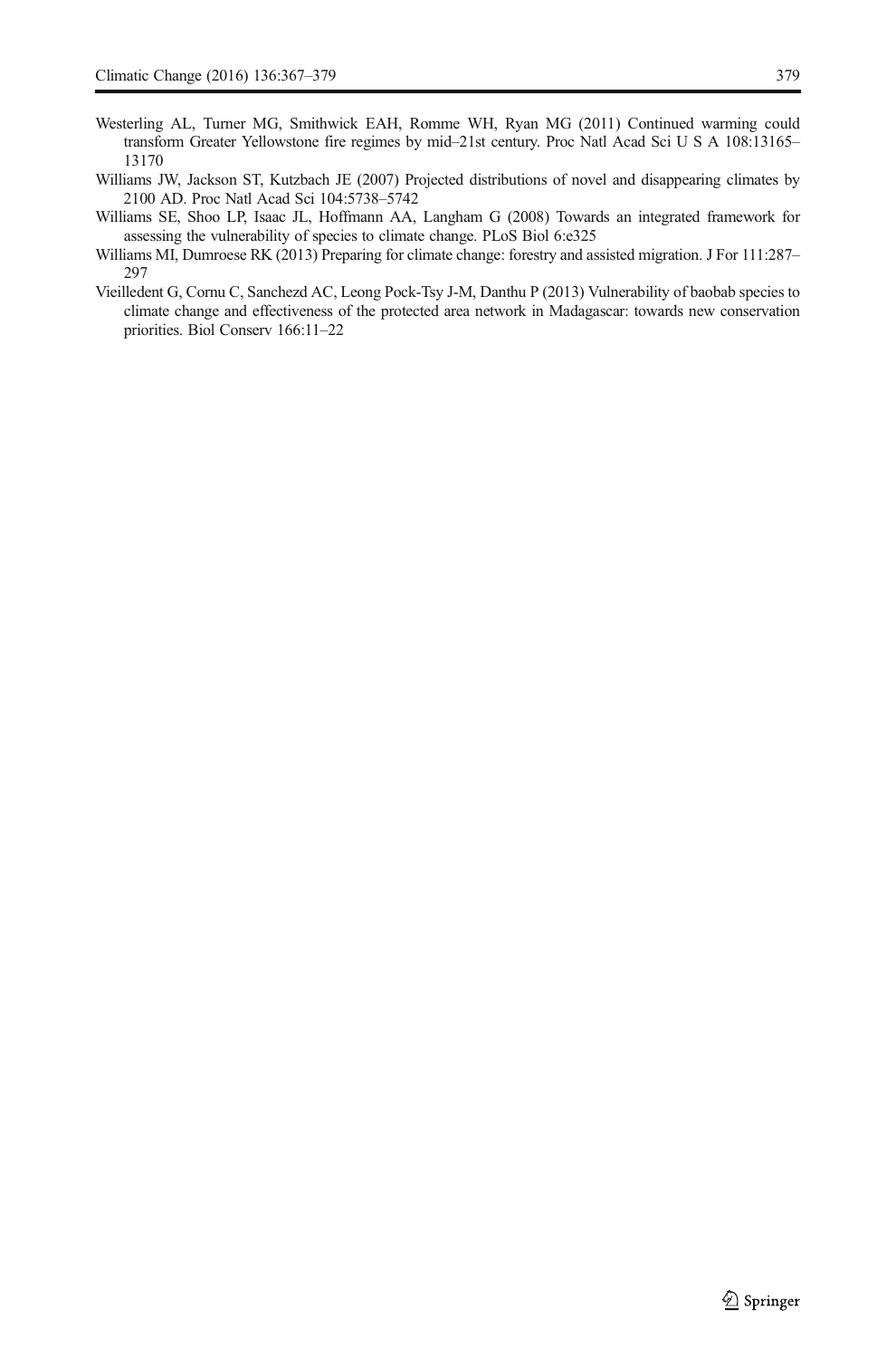Westerling AL, Turner MG, Smithwick EAH, Romme WH, Ryan MG (2011) Continued warming could transform Greater Yellowstone fire regimes by mid–21st century. Proc Natl Acad Sci U S A 108:13165–13170

Williams JW, Jackson ST, Kutzbach JE (2007) Projected distributions of novel and disappearing climates by 2100 AD. Proc Natl Acad Sci 104:5738–5742

Williams SE, Shoo LP, Isaac JL, Hoffmann AA, Langham G (2008) Towards an integrated framework for assessing the vulnerability of species to climate change. PLoS Biol 6:e325

Williams MI, Dumroese RK (2013) Preparing for climate change: forestry and assisted migration. J For 111:287–297

Vieilledent G, Cornu C, Sanchezd AC, Leong Pock-Tsy J-M, Danthu P (2013) Vulnerability of baobab species to climate change and effectiveness of the protected area network in Madagascar: towards new conservation priorities. Biol Conserv 166:11–22